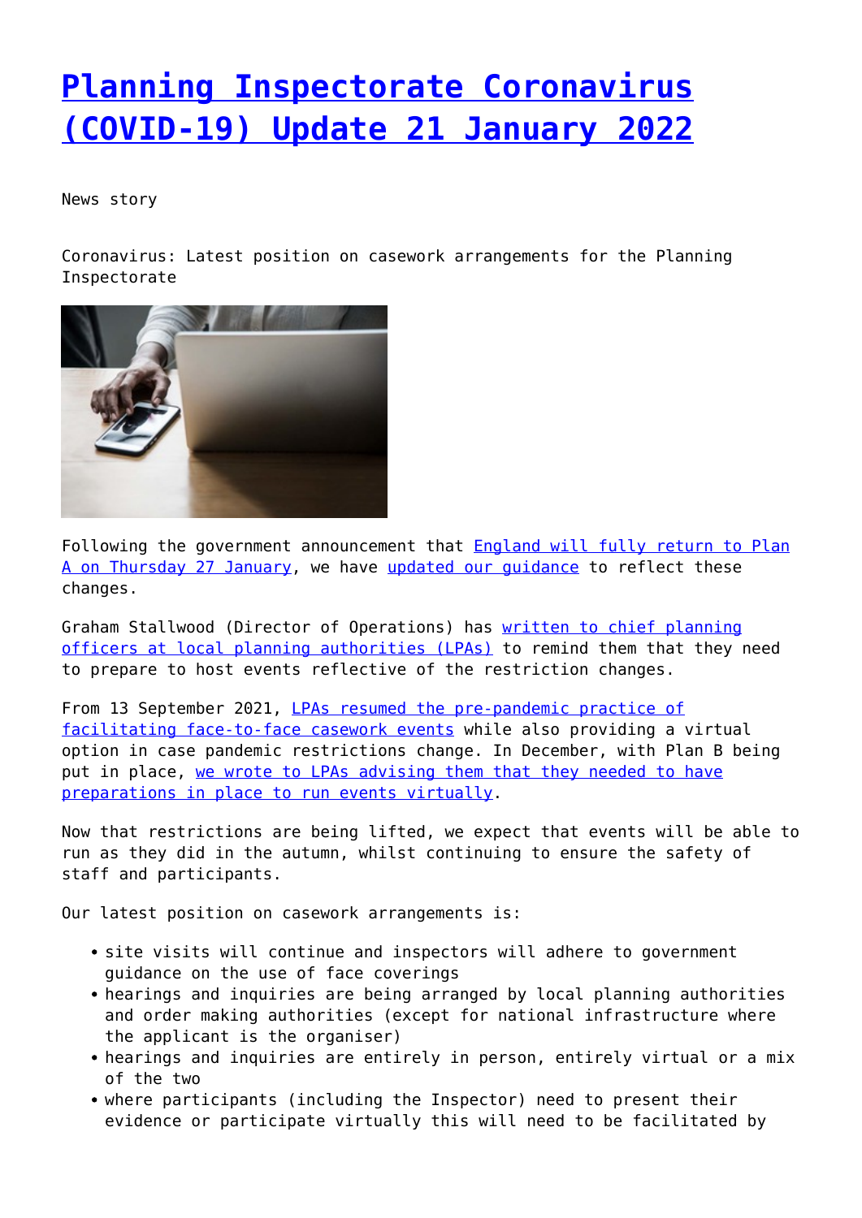# [Planning Inspectorate Coronavirus (COVID-19) Update 21 January 2022]()

News story

Coronavirus: Latest position on casework arrangements for the Planning Inspectorate

Following the government announcement that [England will fully return to Plan A on Thursday 27 January](), we have [updated our guidance]() to reflect these changes.

Graham Stallwood (Director of Operations) has [written to chief planning officers at local planning authorities (LPAs)]() to remind them that they need to prepare to host events reflective of the restriction changes.

From 13 September 2021, [LPAs resumed the pre-pandemic practice of facilitating face-to-face casework events]() while also providing a virtual option in case pandemic restrictions change. In December, with Plan B being put in place, [we wrote to LPAs advising them that they needed to have preparations in place to run events virtually]().

Now that restrictions are being lifted, we expect that events will be able to run as they did in the autumn, whilst continuing to ensure the safety of staff and participants.

Our latest position on casework arrangements is:

- site visits will continue and inspectors will adhere to government guidance on the use of face coverings
- hearings and inquiries are being arranged by local planning authorities and order making authorities (except for national infrastructure where the applicant is the organiser)
- hearings and inquiries are entirely in person, entirely virtual or a mix of the two
- where participants (including the Inspector) need to present their evidence or participate virtually this will need to be facilitated by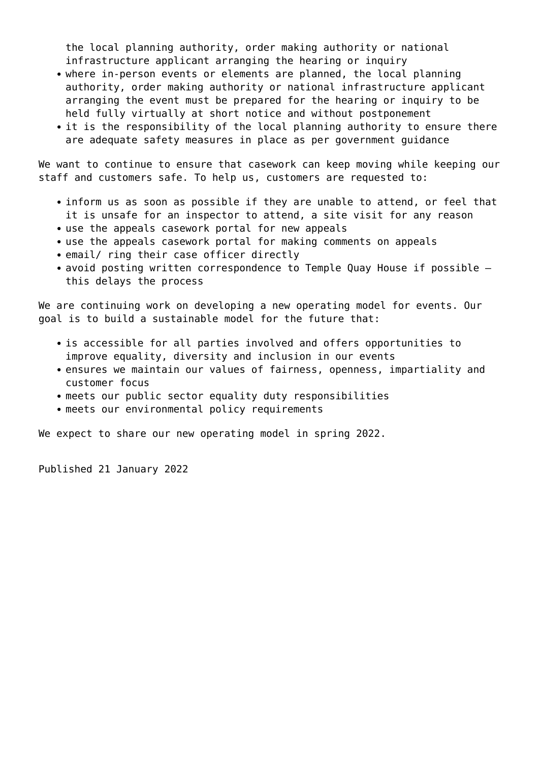the local planning authority, order making authority or national infrastructure applicant arranging the hearing or inquiry

- where in-person events or elements are planned, the local planning authority, order making authority or national infrastructure applicant arranging the event must be prepared for the hearing or inquiry to be held fully virtually at short notice and without postponement
- it is the responsibility of the local planning authority to ensure there are adequate safety measures in place as per government guidance

We want to continue to ensure that casework can keep moving while keeping our staff and customers safe. To help us, customers are requested to:

- inform us as soon as possible if they are unable to attend, or feel that it is unsafe for an inspector to attend, a site visit for any reason
- use the appeals casework portal for new appeals
- use the appeals casework portal for making comments on appeals
- email/ ring their case officer directly
- avoid posting written correspondence to Temple Quay House if possible – this delays the process

We are continuing work on developing a new operating model for events. Our goal is to build a sustainable model for the future that:

- is accessible for all parties involved and offers opportunities to improve equality, diversity and inclusion in our events
- ensures we maintain our values of fairness, openness, impartiality and customer focus
- meets our public sector equality duty responsibilities
- meets our environmental policy requirements

We expect to share our new operating model in spring 2022.

Published 21 January 2022